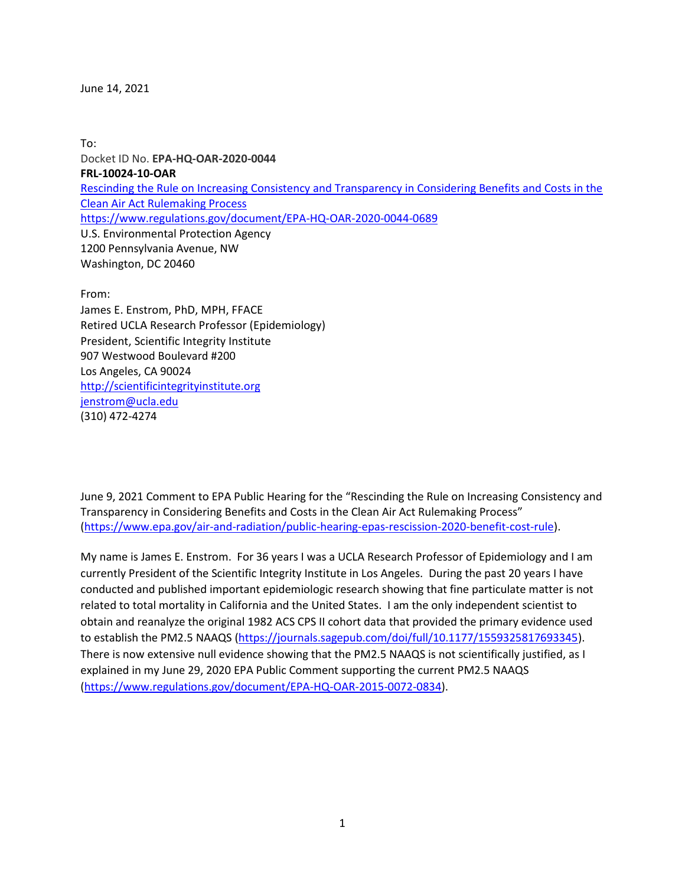June 14, 2021

To:
Docket ID No. **EPA-HQ-OAR-2020-0044**
**FRL-10024-10-OAR**
[Rescinding the Rule on Increasing Consistency and Transparency in Considering Benefits and Costs in the Clean Air Act Rulemaking Process](https://www.regulations.gov/document/EPA-HQ-OAR-2020-0044-0689)
https://www.regulations.gov/document/EPA-HQ-OAR-2020-0044-0689
U.S. Environmental Protection Agency
1200 Pennsylvania Avenue, NW
Washington, DC 20460

From:
James E. Enstrom, PhD, MPH, FFACE
Retired UCLA Research Professor (Epidemiology)
President, Scientific Integrity Institute
907 Westwood Boulevard #200
Los Angeles, CA 90024
http://scientificintegrityinstitute.org
jenstrom@ucla.edu
(310) 472-4274

June 9, 2021 Comment to EPA Public Hearing for the "Rescinding the Rule on Increasing Consistency and Transparency in Considering Benefits and Costs in the Clean Air Act Rulemaking Process" (https://www.epa.gov/air-and-radiation/public-hearing-epas-rescission-2020-benefit-cost-rule).

My name is James E. Enstrom. For 36 years I was a UCLA Research Professor of Epidemiology and I am currently President of the Scientific Integrity Institute in Los Angeles. During the past 20 years I have conducted and published important epidemiologic research showing that fine particulate matter is not related to total mortality in California and the United States. I am the only independent scientist to obtain and reanalyze the original 1982 ACS CPS II cohort data that provided the primary evidence used to establish the PM2.5 NAAQS (https://journals.sagepub.com/doi/full/10.1177/1559325817693345). There is now extensive null evidence showing that the PM2.5 NAAQS is not scientifically justified, as I explained in my June 29, 2020 EPA Public Comment supporting the current PM2.5 NAAQS (https://www.regulations.gov/document/EPA-HQ-OAR-2015-0072-0834).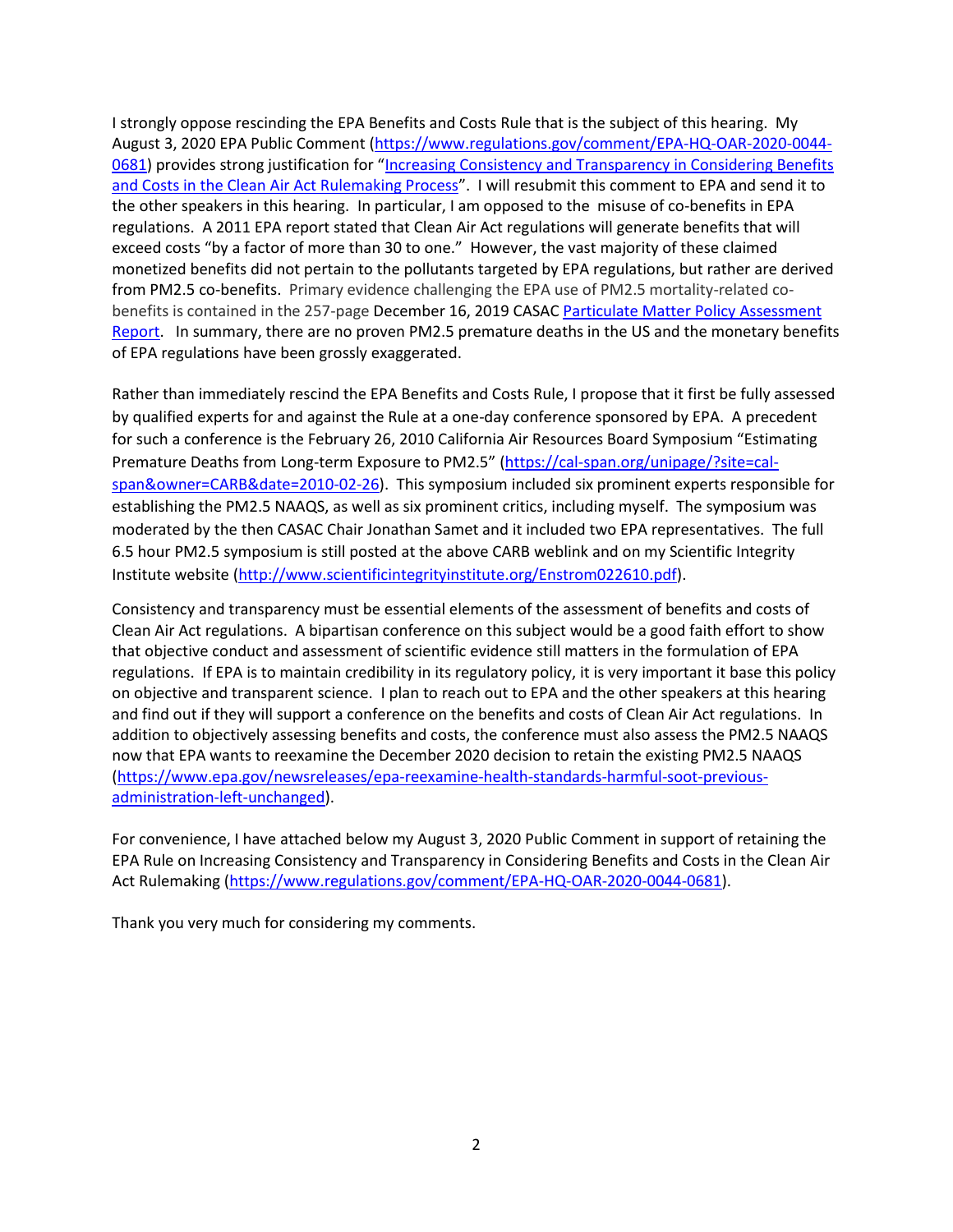I strongly oppose rescinding the EPA Benefits and Costs Rule that is the subject of this hearing. My August 3, 2020 EPA Public Comment (https://www.regulations.gov/comment/EPA-HQ-OAR-2020-0044-0681) provides strong justification for "Increasing Consistency and Transparency in Considering Benefits and Costs in the Clean Air Act Rulemaking Process". I will resubmit this comment to EPA and send it to the other speakers in this hearing. In particular, I am opposed to the misuse of co-benefits in EPA regulations. A 2011 EPA report stated that Clean Air Act regulations will generate benefits that will exceed costs "by a factor of more than 30 to one." However, the vast majority of these claimed monetized benefits did not pertain to the pollutants targeted by EPA regulations, but rather are derived from PM2.5 co-benefits. Primary evidence challenging the EPA use of PM2.5 mortality-related co-benefits is contained in the 257-page December 16, 2019 CASAC Particulate Matter Policy Assessment Report. In summary, there are no proven PM2.5 premature deaths in the US and the monetary benefits of EPA regulations have been grossly exaggerated.

Rather than immediately rescind the EPA Benefits and Costs Rule, I propose that it first be fully assessed by qualified experts for and against the Rule at a one-day conference sponsored by EPA. A precedent for such a conference is the February 26, 2010 California Air Resources Board Symposium "Estimating Premature Deaths from Long-term Exposure to PM2.5" (https://cal-span.org/unipage/?site=cal-span&owner=CARB&date=2010-02-26). This symposium included six prominent experts responsible for establishing the PM2.5 NAAQS, as well as six prominent critics, including myself. The symposium was moderated by the then CASAC Chair Jonathan Samet and it included two EPA representatives. The full 6.5 hour PM2.5 symposium is still posted at the above CARB weblink and on my Scientific Integrity Institute website (http://www.scientificintegrityinstitute.org/Enstrom022610.pdf).

Consistency and transparency must be essential elements of the assessment of benefits and costs of Clean Air Act regulations. A bipartisan conference on this subject would be a good faith effort to show that objective conduct and assessment of scientific evidence still matters in the formulation of EPA regulations. If EPA is to maintain credibility in its regulatory policy, it is very important it base this policy on objective and transparent science. I plan to reach out to EPA and the other speakers at this hearing and find out if they will support a conference on the benefits and costs of Clean Air Act regulations. In addition to objectively assessing benefits and costs, the conference must also assess the PM2.5 NAAQS now that EPA wants to reexamine the December 2020 decision to retain the existing PM2.5 NAAQS (https://www.epa.gov/newsreleases/epa-reexamine-health-standards-harmful-soot-previous-administration-left-unchanged).

For convenience, I have attached below my August 3, 2020 Public Comment in support of retaining the EPA Rule on Increasing Consistency and Transparency in Considering Benefits and Costs in the Clean Air Act Rulemaking (https://www.regulations.gov/comment/EPA-HQ-OAR-2020-0044-0681).

Thank you very much for considering my comments.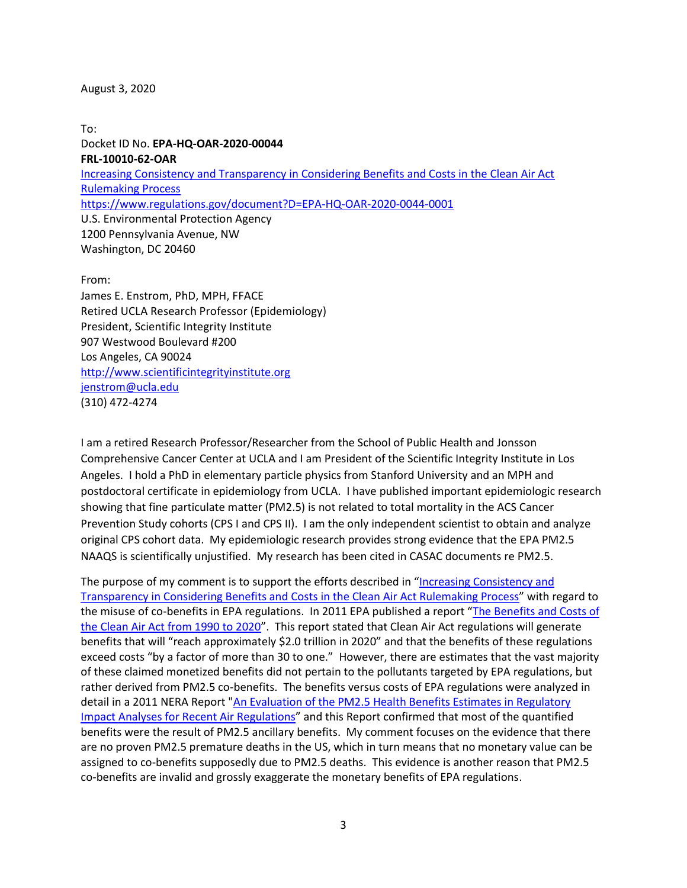August 3, 2020

To:
Docket ID No. **EPA-HQ-OAR-2020-00044**
**FRL-10010-62-OAR**
[Increasing Consistency and Transparency in Considering Benefits and Costs in the Clean Air Act Rulemaking Process](https://www.regulations.gov/document?D=EPA-HQ-OAR-2020-0044-0001)
https://www.regulations.gov/document?D=EPA-HQ-OAR-2020-0044-0001
U.S. Environmental Protection Agency
1200 Pennsylvania Avenue, NW
Washington, DC 20460

From:
James E. Enstrom, PhD, MPH, FFACE
Retired UCLA Research Professor (Epidemiology)
President, Scientific Integrity Institute
907 Westwood Boulevard #200
Los Angeles, CA 90024
http://www.scientificintegrityinstitute.org
jenstrom@ucla.edu
(310) 472-4274

I am a retired Research Professor/Researcher from the School of Public Health and Jonsson Comprehensive Cancer Center at UCLA and I am President of the Scientific Integrity Institute in Los Angeles. I hold a PhD in elementary particle physics from Stanford University and an MPH and postdoctoral certificate in epidemiology from UCLA. I have published important epidemiologic research showing that fine particulate matter (PM2.5) is not related to total mortality in the ACS Cancer Prevention Study cohorts (CPS I and CPS II). I am the only independent scientist to obtain and analyze original CPS cohort data. My epidemiologic research provides strong evidence that the EPA PM2.5 NAAQS is scientifically unjustified. My research has been cited in CASAC documents re PM2.5.

The purpose of my comment is to support the efforts described in "Increasing Consistency and Transparency in Considering Benefits and Costs in the Clean Air Act Rulemaking Process" with regard to the misuse of co-benefits in EPA regulations. In 2011 EPA published a report "The Benefits and Costs of the Clean Air Act from 1990 to 2020". This report stated that Clean Air Act regulations will generate benefits that will "reach approximately $2.0 trillion in 2020" and that the benefits of these regulations exceed costs "by a factor of more than 30 to one." However, there are estimates that the vast majority of these claimed monetized benefits did not pertain to the pollutants targeted by EPA regulations, but rather derived from PM2.5 co-benefits. The benefits versus costs of EPA regulations were analyzed in detail in a 2011 NERA Report "An Evaluation of the PM2.5 Health Benefits Estimates in Regulatory Impact Analyses for Recent Air Regulations" and this Report confirmed that most of the quantified benefits were the result of PM2.5 ancillary benefits. My comment focuses on the evidence that there are no proven PM2.5 premature deaths in the US, which in turn means that no monetary value can be assigned to co-benefits supposedly due to PM2.5 deaths. This evidence is another reason that PM2.5 co-benefits are invalid and grossly exaggerate the monetary benefits of EPA regulations.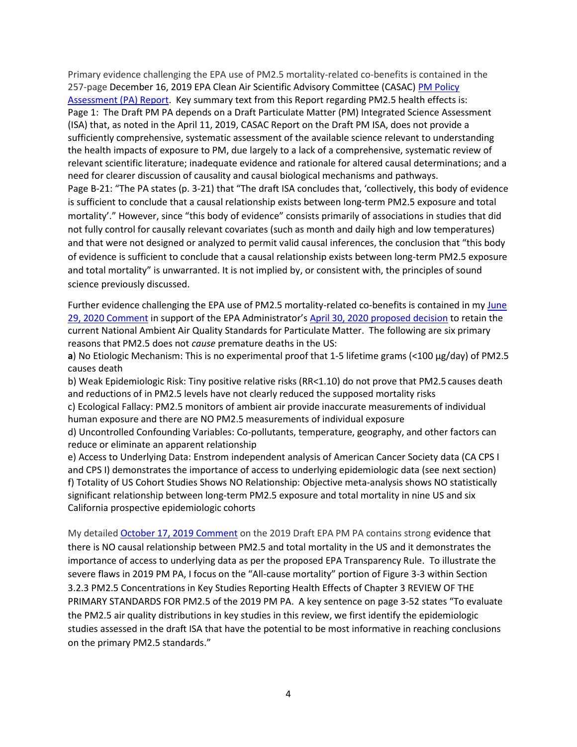Primary evidence challenging the EPA use of PM2.5 mortality-related co-benefits is contained in the 257-page December 16, 2019 EPA Clean Air Scientific Advisory Committee (CASAC) [PM Policy Assessment (PA) Report](). Key summary text from this Report regarding PM2.5 health effects is:

Page 1: The Draft PM PA depends on a Draft Particulate Matter (PM) Integrated Science Assessment (ISA) that, as noted in the April 11, 2019, CASAC Report on the Draft PM ISA, does not provide a sufficiently comprehensive, systematic assessment of the available science relevant to understanding the health impacts of exposure to PM, due largely to a lack of a comprehensive, systematic review of relevant scientific literature; inadequate evidence and rationale for altered causal determinations; and a need for clearer discussion of causality and causal biological mechanisms and pathways.

Page B-21: "The PA states (p. 3-21) that "The draft ISA concludes that, 'collectively, this body of evidence is sufficient to conclude that a causal relationship exists between long-term PM2.5 exposure and total mortality'." However, since "this body of evidence" consists primarily of associations in studies that did not fully control for causally relevant covariates (such as month and daily high and low temperatures) and that were not designed or analyzed to permit valid causal inferences, the conclusion that "this body of evidence is sufficient to conclude that a causal relationship exists between long-term PM2.5 exposure and total mortality" is unwarranted. It is not implied by, or consistent with, the principles of sound science previously discussed.

Further evidence challenging the EPA use of PM2.5 mortality-related co-benefits is contained in my [June 29, 2020 Comment]() in support of the EPA Administrator's [April 30, 2020 proposed decision]() to retain the current National Ambient Air Quality Standards for Particulate Matter. The following are six primary reasons that PM2.5 does not *cause* premature deaths in the US:

**a**) No Etiologic Mechanism: This is no experimental proof that 1-5 lifetime grams (<100 μg/day) of PM2.5 causes death

b) Weak Epidemiologic Risk: Tiny positive relative risks (RR<1.10) do not prove that PM2.5 causes death and reductions of in PM2.5 levels have not clearly reduced the supposed mortality risks

c) Ecological Fallacy: PM2.5 monitors of ambient air provide inaccurate measurements of individual human exposure and there are NO PM2.5 measurements of individual exposure

d) Uncontrolled Confounding Variables: Co-pollutants, temperature, geography, and other factors can reduce or eliminate an apparent relationship

e) Access to Underlying Data: Enstrom independent analysis of American Cancer Society data (CA CPS I and CPS I) demonstrates the importance of access to underlying epidemiologic data (see next section)

f) Totality of US Cohort Studies Shows NO Relationship: Objective meta-analysis shows NO statistically significant relationship between long-term PM2.5 exposure and total mortality in nine US and six California prospective epidemiologic cohorts

My detailed [October 17, 2019 Comment]() on the 2019 Draft EPA PM PA contains strong evidence that there is NO causal relationship between PM2.5 and total mortality in the US and it demonstrates the importance of access to underlying data as per the proposed EPA Transparency Rule. To illustrate the severe flaws in 2019 PM PA, I focus on the "All-cause mortality" portion of Figure 3-3 within Section 3.2.3 PM2.5 Concentrations in Key Studies Reporting Health Effects of Chapter 3 REVIEW OF THE PRIMARY STANDARDS FOR PM2.5 of the 2019 PM PA. A key sentence on page 3-52 states "To evaluate the PM2.5 air quality distributions in key studies in this review, we first identify the epidemiologic studies assessed in the draft ISA that have the potential to be most informative in reaching conclusions on the primary PM2.5 standards."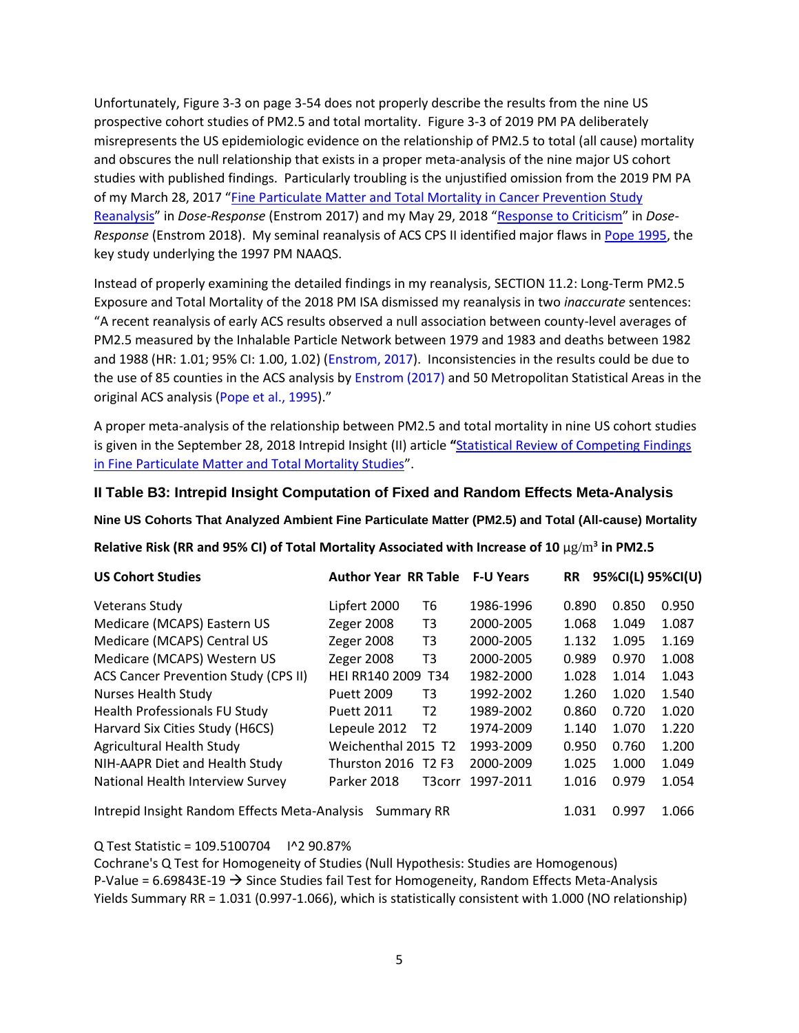Unfortunately, Figure 3-3 on page 3-54 does not properly describe the results from the nine US prospective cohort studies of PM2.5 and total mortality. Figure 3-3 of 2019 PM PA deliberately misrepresents the US epidemiologic evidence on the relationship of PM2.5 to total (all cause) mortality and obscures the null relationship that exists in a proper meta-analysis of the nine major US cohort studies with published findings. Particularly troubling is the unjustified omission from the 2019 PM PA of my March 28, 2017 "Fine Particulate Matter and Total Mortality in Cancer Prevention Study Reanalysis" in *Dose-Response* (Enstrom 2017) and my May 29, 2018 "Response to Criticism" in *Dose-Response* (Enstrom 2018). My seminal reanalysis of ACS CPS II identified major flaws in Pope 1995, the key study underlying the 1997 PM NAAQS.

Instead of properly examining the detailed findings in my reanalysis, SECTION 11.2: Long-Term PM2.5 Exposure and Total Mortality of the 2018 PM ISA dismissed my reanalysis in two *inaccurate* sentences: "A recent reanalysis of early ACS results observed a null association between county-level averages of PM2.5 measured by the Inhalable Particle Network between 1979 and 1983 and deaths between 1982 and 1988 (HR: 1.01; 95% CI: 1.00, 1.02) (Enstrom, 2017). Inconsistencies in the results could be due to the use of 85 counties in the ACS analysis by Enstrom (2017) and 50 Metropolitan Statistical Areas in the original ACS analysis (Pope et al., 1995)."

A proper meta-analysis of the relationship between PM2.5 and total mortality in nine US cohort studies is given in the September 28, 2018 Intrepid Insight (II) article **"**Statistical Review of Competing Findings in Fine Particulate Matter and Total Mortality Studies".

### II Table B3: Intrepid Insight Computation of Fixed and Random Effects Meta-Analysis

**Nine US Cohorts That Analyzed Ambient Fine Particulate Matter (PM2.5) and Total (All-cause) Mortality**

**Relative Risk (RR and 95% CI) of Total Mortality Associated with Increase of 10 μg/m³ in PM2.5**

| US Cohort Studies | Author Year | RR Table | F-U Years | RR | 95%CI(L) | 95%CI(U) |
|---|---|---|---|---|---|---|
| Veterans Study | Lipfert 2000 | T6 | 1986-1996 | 0.890 | 0.850 | 0.950 |
| Medicare (MCAPS) Eastern US | Zeger 2008 | T3 | 2000-2005 | 1.068 | 1.049 | 1.087 |
| Medicare (MCAPS) Central US | Zeger 2008 | T3 | 2000-2005 | 1.132 | 1.095 | 1.169 |
| Medicare (MCAPS) Western US | Zeger 2008 | T3 | 2000-2005 | 0.989 | 0.970 | 1.008 |
| ACS Cancer Prevention Study (CPS II) | HEI RR140 2009 | T34 | 1982-2000 | 1.028 | 1.014 | 1.043 |
| Nurses Health Study | Puett 2009 | T3 | 1992-2002 | 1.260 | 1.020 | 1.540 |
| Health Professionals FU Study | Puett 2011 | T2 | 1989-2002 | 0.860 | 0.720 | 1.020 |
| Harvard Six Cities Study (H6CS) | Lepeule 2012 | T2 | 1974-2009 | 1.140 | 1.070 | 1.220 |
| Agricultural Health Study | Weichenthal 2015 | T2 | 1993-2009 | 0.950 | 0.760 | 1.200 |
| NIH-AAPR Diet and Health Study | Thurston 2016 | T2 F3 | 2000-2009 | 1.025 | 1.000 | 1.049 |
| National Health Interview Survey | Parker 2018 | T3corr | 1997-2011 | 1.016 | 0.979 | 1.054 |
| Intrepid Insight Random Effects Meta-Analysis | Summary RR | | | 1.031 | 0.997 | 1.066 |

Q Test Statistic = 109.5100704    I^2 90.87%
Cochrane's Q Test for Homogeneity of Studies (Null Hypothesis: Studies are Homogenous)
P-Value = 6.69843E-19 → Since Studies fail Test for Homogeneity, Random Effects Meta-Analysis Yields Summary RR = 1.031 (0.997-1.066), which is statistically consistent with 1.000 (NO relationship)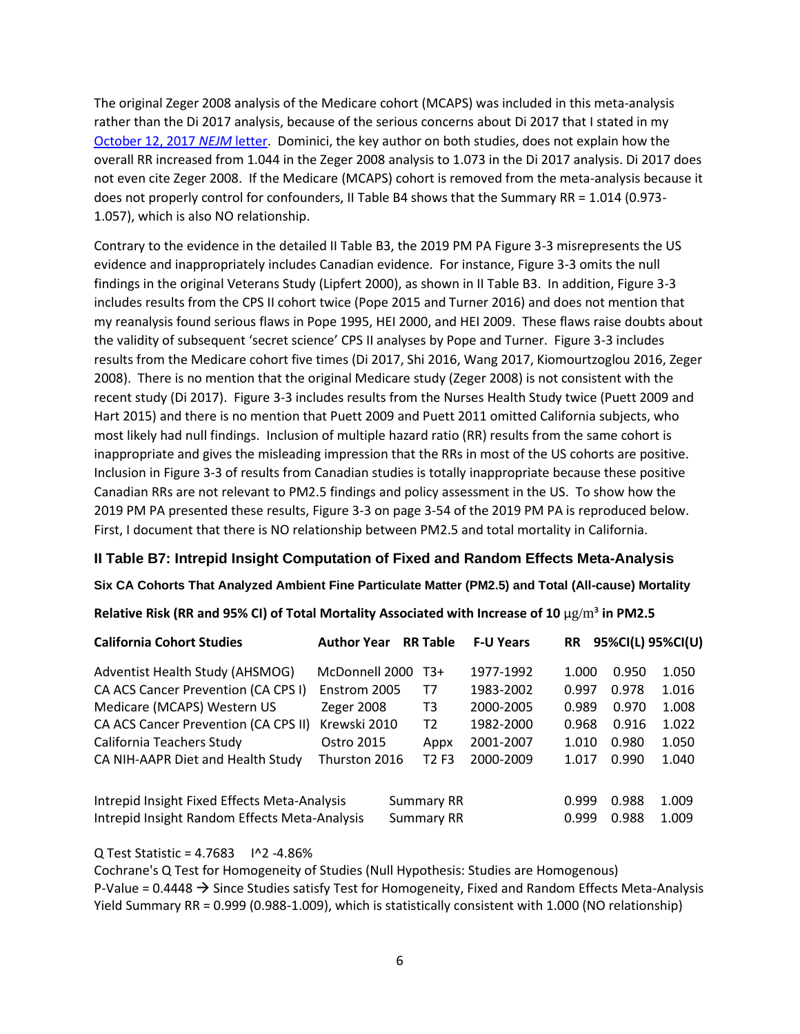The original Zeger 2008 analysis of the Medicare cohort (MCAPS) was included in this meta-analysis rather than the Di 2017 analysis, because of the serious concerns about Di 2017 that I stated in my [October 12, 2017 *NEJM* letter](). Dominici, the key author on both studies, does not explain how the overall RR increased from 1.044 in the Zeger 2008 analysis to 1.073 in the Di 2017 analysis. Di 2017 does not even cite Zeger 2008. If the Medicare (MCAPS) cohort is removed from the meta-analysis because it does not properly control for confounders, II Table B4 shows that the Summary RR = 1.014 (0.973-1.057), which is also NO relationship.

Contrary to the evidence in the detailed II Table B3, the 2019 PM PA Figure 3-3 misrepresents the US evidence and inappropriately includes Canadian evidence. For instance, Figure 3-3 omits the null findings in the original Veterans Study (Lipfert 2000), as shown in II Table B3. In addition, Figure 3-3 includes results from the CPS II cohort twice (Pope 2015 and Turner 2016) and does not mention that my reanalysis found serious flaws in Pope 1995, HEI 2000, and HEI 2009. These flaws raise doubts about the validity of subsequent 'secret science' CPS II analyses by Pope and Turner. Figure 3-3 includes results from the Medicare cohort five times (Di 2017, Shi 2016, Wang 2017, Kiomourtzoglou 2016, Zeger 2008). There is no mention that the original Medicare study (Zeger 2008) is not consistent with the recent study (Di 2017). Figure 3-3 includes results from the Nurses Health Study twice (Puett 2009 and Hart 2015) and there is no mention that Puett 2009 and Puett 2011 omitted California subjects, who most likely had null findings. Inclusion of multiple hazard ratio (RR) results from the same cohort is inappropriate and gives the misleading impression that the RRs in most of the US cohorts are positive. Inclusion in Figure 3-3 of results from Canadian studies is totally inappropriate because these positive Canadian RRs are not relevant to PM2.5 findings and policy assessment in the US. To show how the 2019 PM PA presented these results, Figure 3-3 on page 3-54 of the 2019 PM PA is reproduced below. First, I document that there is NO relationship between PM2.5 and total mortality in California.

## II Table B7: Intrepid Insight Computation of Fixed and Random Effects Meta-Analysis

**Six CA Cohorts That Analyzed Ambient Fine Particulate Matter (PM2.5) and Total (All-cause) Mortality**

**Relative Risk (RR and 95% CI) of Total Mortality Associated with Increase of 10 μg/m³ in PM2.5**

| California Cohort Studies | Author Year | RR Table | F-U Years | RR | 95%CI(L) | 95%CI(U) |
|---|---|---|---|---|---|---|
| Adventist Health Study (AHSMOG) | McDonnell 2000 | T3+ | 1977-1992 | 1.000 | 0.950 | 1.050 |
| CA ACS Cancer Prevention (CA CPS I) | Enstrom 2005 | T7 | 1983-2002 | 0.997 | 0.978 | 1.016 |
| Medicare (MCAPS) Western US | Zeger 2008 | T3 | 2000-2005 | 0.989 | 0.970 | 1.008 |
| CA ACS Cancer Prevention (CA CPS II) | Krewski 2010 | T2 | 1982-2000 | 0.968 | 0.916 | 1.022 |
| California Teachers Study | Ostro 2015 | Appx | 2001-2007 | 1.010 | 0.980 | 1.050 |
| CA NIH-AAPR Diet and Health Study | Thurston 2016 | T2 F3 | 2000-2009 | 1.017 | 0.990 | 1.040 |
| | | | | | | |
| Intrepid Insight Fixed Effects Meta-Analysis | | Summary RR | | 0.999 | 0.988 | 1.009 |
| Intrepid Insight Random Effects Meta-Analysis | | Summary RR | | 0.999 | 0.988 | 1.009 |

Q Test Statistic = 4.7683    I^2 -4.86%

Cochrane's Q Test for Homogeneity of Studies (Null Hypothesis: Studies are Homogenous)

P-Value = 0.4448 → Since Studies satisfy Test for Homogeneity, Fixed and Random Effects Meta-Analysis Yield Summary RR = 0.999 (0.988-1.009), which is statistically consistent with 1.000 (NO relationship)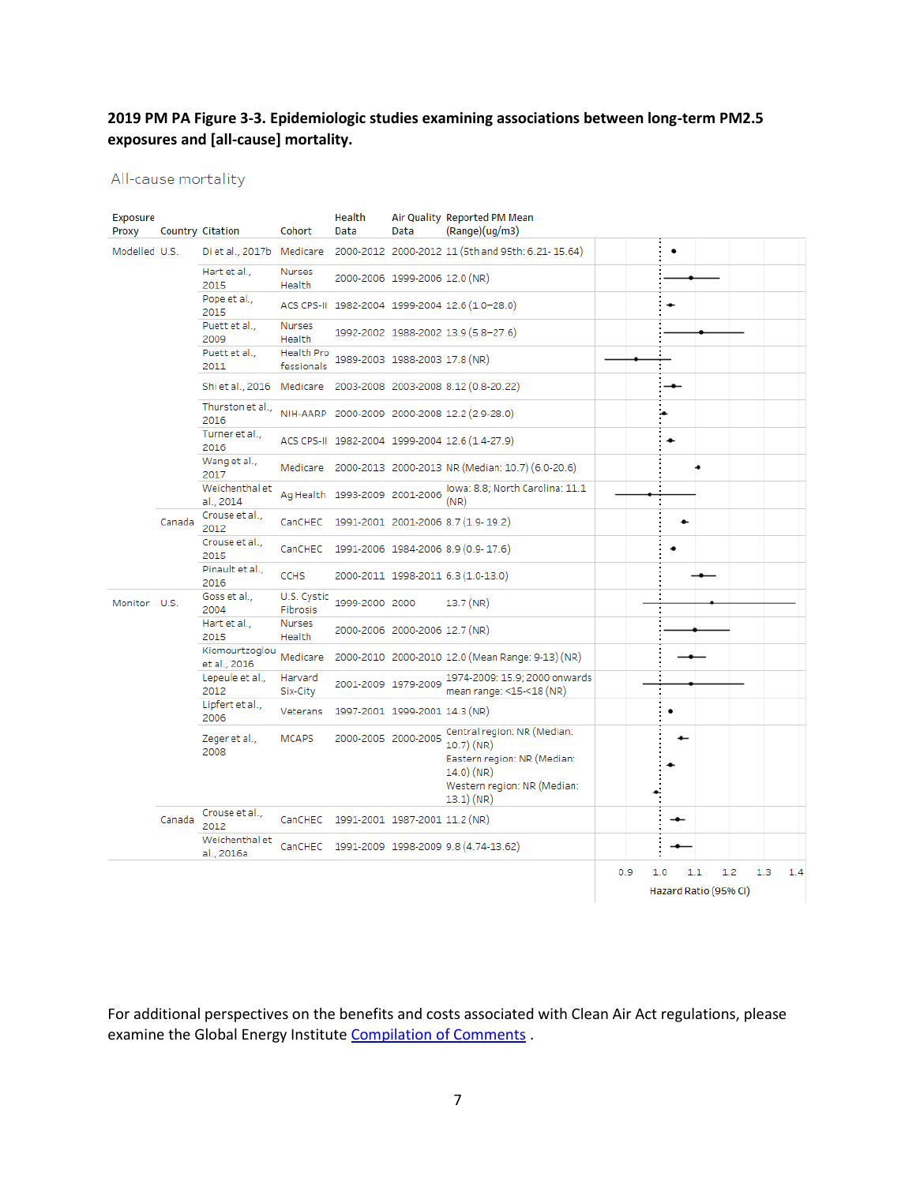**2019 PM PA Figure 3-3. Epidemiologic studies examining associations between long-term PM2.5 exposures and [all-cause] mortality.**

All-cause mortality

| Exposure Proxy | Country | Citation | Cohort | Health Data | Air Quality Data | Reported PM Mean (Range)(ug/m3) |
|---|---|---|---|---|---|---|
| Modelled | U.S. | Di et al., 2017b | Medicare | 2000-2012 | 2000-2012 | 11 (5th and 95th: 6.21- 15.64) |
| | | Hart et al., 2015 | Nurses Health | 2000-2006 | 1999-2006 | 12.0 (NR) |
| | | Pope et al., 2015 | ACS CPS-II | 1982-2004 | 1999-2004 | 12.6 (1.0–28.0) |
| | | Puett et al., 2009 | Nurses Health | 1992-2002 | 1988-2002 | 13.9 (5.8–27.6) |
| | | Puett et al., 2011 | Health Professionals | 1989-2003 | 1988-2003 | 17.8 (NR) |
| | | Shi et al., 2016 | Medicare | 2003-2008 | 2003-2008 | 8.12 (0.8-20.22) |
| | | Thurston et al., 2016 | NIH-AARP | 2000-2009 | 2000-2008 | 12.2 (2.9-28.0) |
| | | Turner et al., 2016 | ACS CPS-II | 1982-2004 | 1999-2004 | 12.6 (1.4-27.9) |
| | | Wang et al., 2017 | Medicare | 2000-2013 | 2000-2013 | NR (Median: 10.7) (6.0-20.6) |
| | | Weichenthal et al., 2014 | Ag Health | 1993-2009 | 2001-2006 | Iowa: 8.8; North Carolina: 11.1 (NR) |
| | Canada | Crouse et al., 2012 | CanCHEC | 1991-2001 | 2001-2006 | 8.7 (1.9- 19.2) |
| | | Crouse et al., 2015 | CanCHEC | 1991-2006 | 1984-2006 | 8.9 (0.9- 17.6) |
| | | Pinault et al., 2016 | CCHS | 2000-2011 | 1998-2011 | 6.3 (1.0-13.0) |
| Monitor | U.S. | Goss et al., 2004 | U.S. Cystic Fibrosis | 1999-2000 | 2000 | 13.7 (NR) |
| | | Hart et al., 2015 | Nurses Health | 2000-2006 | 2000-2006 | 12.7 (NR) |
| | | Kioumourtzoglou et al., 2016 | Medicare | 2000-2010 | 2000-2010 | 12.0 (Mean Range: 9-13) (NR) |
| | | Lepeule et al., 2012 | Harvard Six-City | 2001-2009 | 1979-2009 | 1974-2009: 15.9; 2000 onwards mean range: <15-<18 (NR) |
| | | Lipfert et al., 2006 | Veterans | 1997-2001 | 1999-2001 | 14.3 (NR) |
| | | Zeger et al., 2008 | MCAPS | 2000-2005 | 2000-2005 | Central region: NR (Median: 10.7) (NR); Eastern region: NR (Median: 14.0) (NR); Western region: NR (Median: 13.1) (NR) |
| | Canada | Crouse et al., 2012 | CanCHEC | 1991-2001 | 1987-2001 | 11.2 (NR) |
| | | Weichenthal et al., 2016a | CanCHEC | 1991-2009 | 1998-2009 | 9.8 (4.74-13.62) |

0.9 1.0 1.1 1.2 1.3 1.4

Hazard Ratio (95% CI)

For additional perspectives on the benefits and costs associated with Clean Air Act regulations, please examine the Global Energy Institute Compilation of Comments .